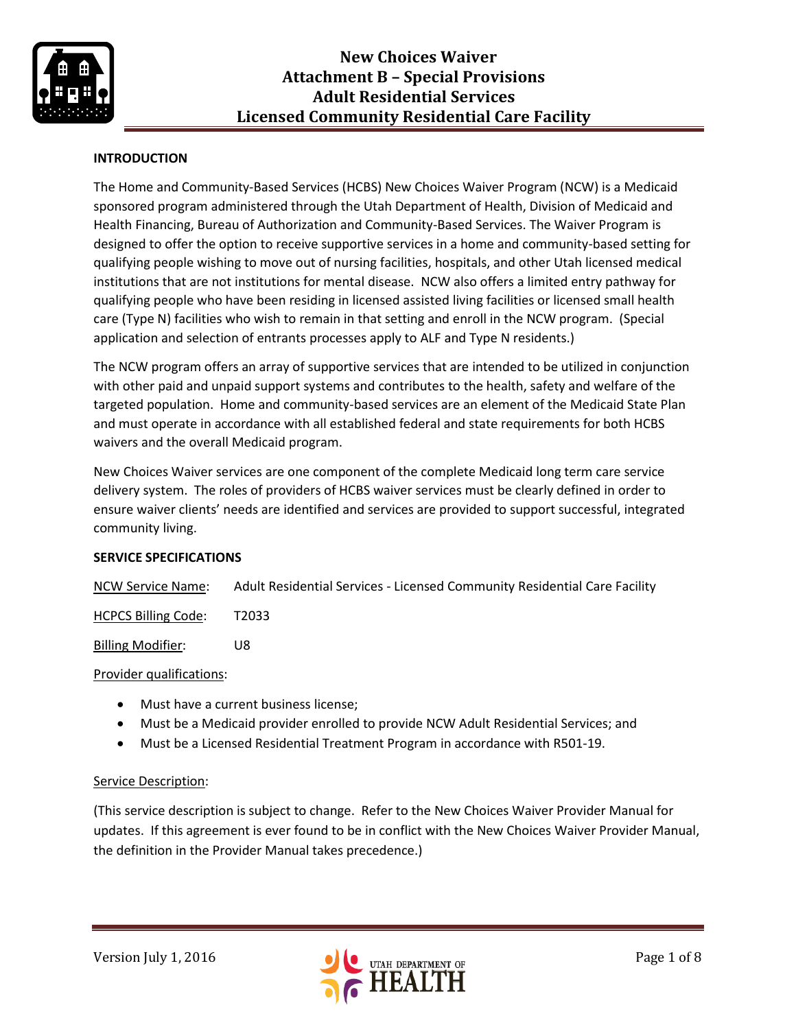# New Choices Waiver
# Attachment B – Special Provisions
# Adult Residential Services
# Licensed Community Residential Care Facility

**INTRODUCTION**

The Home and Community-Based Services (HCBS) New Choices Waiver Program (NCW) is a Medicaid sponsored program administered through the Utah Department of Health, Division of Medicaid and Health Financing, Bureau of Authorization and Community-Based Services. The Waiver Program is designed to offer the option to receive supportive services in a home and community-based setting for qualifying people wishing to move out of nursing facilities, hospitals, and other Utah licensed medical institutions that are not institutions for mental disease. NCW also offers a limited entry pathway for qualifying people who have been residing in licensed assisted living facilities or licensed small health care (Type N) facilities who wish to remain in that setting and enroll in the NCW program. (Special application and selection of entrants processes apply to ALF and Type N residents.)

The NCW program offers an array of supportive services that are intended to be utilized in conjunction with other paid and unpaid support systems and contributes to the health, safety and welfare of the targeted population. Home and community-based services are an element of the Medicaid State Plan and must operate in accordance with all established federal and state requirements for both HCBS waivers and the overall Medicaid program.

New Choices Waiver services are one component of the complete Medicaid long term care service delivery system. The roles of providers of HCBS waiver services must be clearly defined in order to ensure waiver clients' needs are identified and services are provided to support successful, integrated community living.

**SERVICE SPECIFICATIONS**

NCW Service Name: Adult Residential Services - Licensed Community Residential Care Facility

HCPCS Billing Code: T2033

Billing Modifier: U8

Provider qualifications:

- Must have a current business license;
- Must be a Medicaid provider enrolled to provide NCW Adult Residential Services; and
- Must be a Licensed Residential Treatment Program in accordance with R501-19.

Service Description:

(This service description is subject to change. Refer to the New Choices Waiver Provider Manual for updates. If this agreement is ever found to be in conflict with the New Choices Waiver Provider Manual, the definition in the Provider Manual takes precedence.)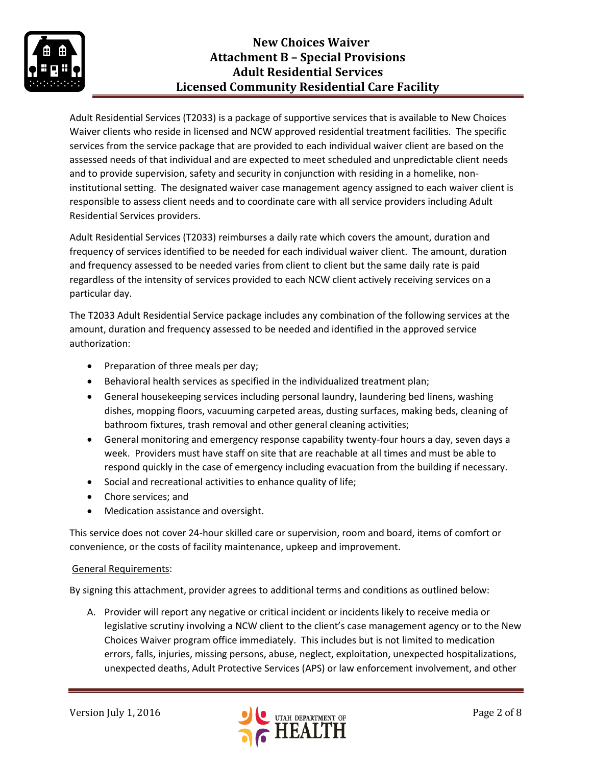Adult Residential Services (T2033) is a package of supportive services that is available to New Choices Waiver clients who reside in licensed and NCW approved residential treatment facilities. The specific services from the service package that are provided to each individual waiver client are based on the assessed needs of that individual and are expected to meet scheduled and unpredictable client needs and to provide supervision, safety and security in conjunction with residing in a homelike, non-institutional setting. The designated waiver case management agency assigned to each waiver client is responsible to assess client needs and to coordinate care with all service providers including Adult Residential Services providers.

Adult Residential Services (T2033) reimburses a daily rate which covers the amount, duration and frequency of services identified to be needed for each individual waiver client. The amount, duration and frequency assessed to be needed varies from client to client but the same daily rate is paid regardless of the intensity of services provided to each NCW client actively receiving services on a particular day.

The T2033 Adult Residential Service package includes any combination of the following services at the amount, duration and frequency assessed to be needed and identified in the approved service authorization:

- Preparation of three meals per day;
- Behavioral health services as specified in the individualized treatment plan;
- General housekeeping services including personal laundry, laundering bed linens, washing dishes, mopping floors, vacuuming carpeted areas, dusting surfaces, making beds, cleaning of bathroom fixtures, trash removal and other general cleaning activities;
- General monitoring and emergency response capability twenty-four hours a day, seven days a week. Providers must have staff on site that are reachable at all times and must be able to respond quickly in the case of emergency including evacuation from the building if necessary.
- Social and recreational activities to enhance quality of life;
- Chore services; and
- Medication assistance and oversight.

This service does not cover 24-hour skilled care or supervision, room and board, items of comfort or convenience, or the costs of facility maintenance, upkeep and improvement.

General Requirements:

By signing this attachment, provider agrees to additional terms and conditions as outlined below:

A. Provider will report any negative or critical incident or incidents likely to receive media or legislative scrutiny involving a NCW client to the client's case management agency or to the New Choices Waiver program office immediately. This includes but is not limited to medication errors, falls, injuries, missing persons, abuse, neglect, exploitation, unexpected hospitalizations, unexpected deaths, Adult Protective Services (APS) or law enforcement involvement, and other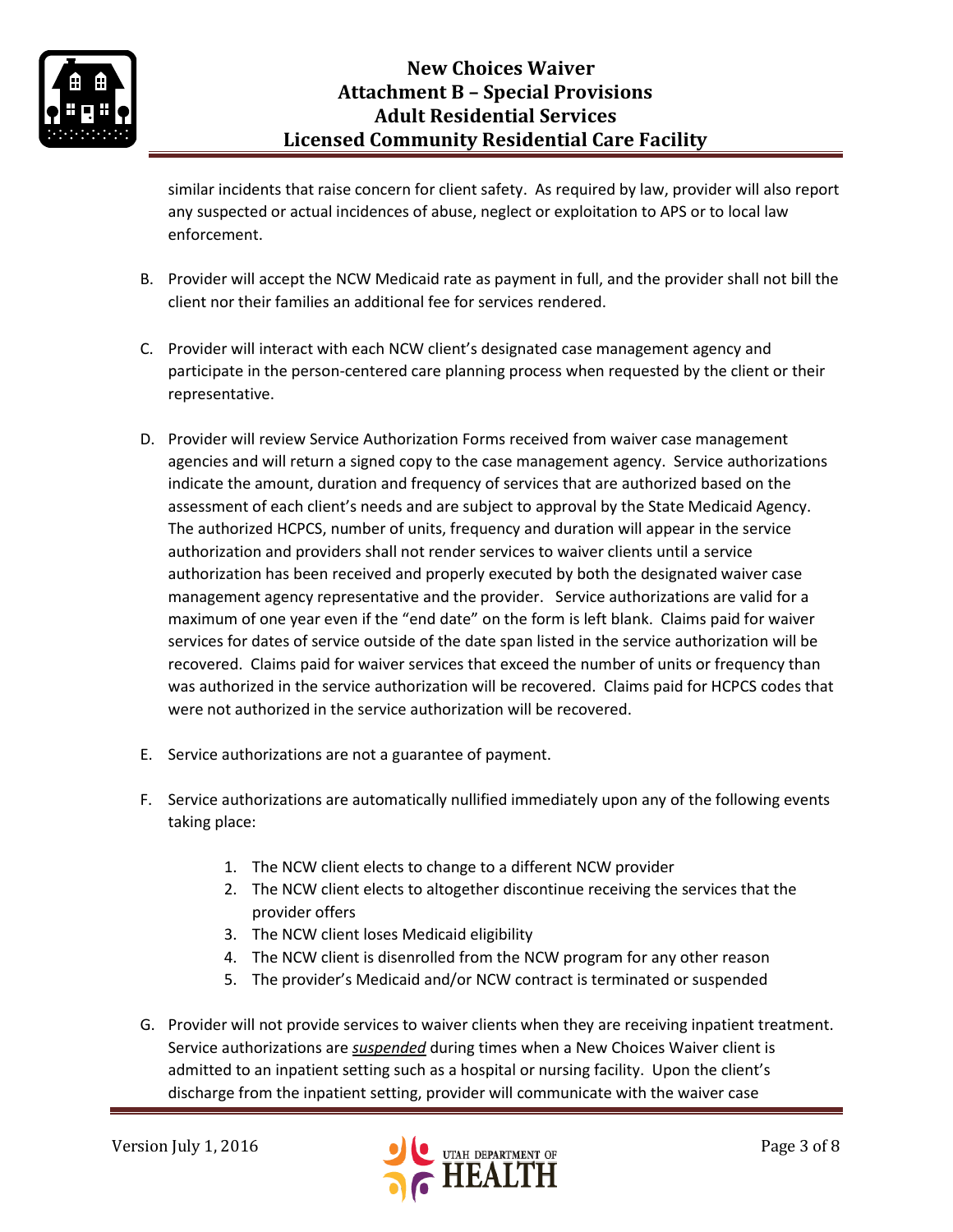similar incidents that raise concern for client safety. As required by law, provider will also report any suspected or actual incidences of abuse, neglect or exploitation to APS or to local law enforcement.

B. Provider will accept the NCW Medicaid rate as payment in full, and the provider shall not bill the client nor their families an additional fee for services rendered.

C. Provider will interact with each NCW client's designated case management agency and participate in the person-centered care planning process when requested by the client or their representative.

D. Provider will review Service Authorization Forms received from waiver case management agencies and will return a signed copy to the case management agency. Service authorizations indicate the amount, duration and frequency of services that are authorized based on the assessment of each client's needs and are subject to approval by the State Medicaid Agency. The authorized HCPCS, number of units, frequency and duration will appear in the service authorization and providers shall not render services to waiver clients until a service authorization has been received and properly executed by both the designated waiver case management agency representative and the provider. Service authorizations are valid for a maximum of one year even if the "end date" on the form is left blank. Claims paid for waiver services for dates of service outside of the date span listed in the service authorization will be recovered. Claims paid for waiver services that exceed the number of units or frequency than was authorized in the service authorization will be recovered. Claims paid for HCPCS codes that were not authorized in the service authorization will be recovered.

E. Service authorizations are not a guarantee of payment.

F. Service authorizations are automatically nullified immediately upon any of the following events taking place:

   1. The NCW client elects to change to a different NCW provider
   2. The NCW client elects to altogether discontinue receiving the services that the provider offers
   3. The NCW client loses Medicaid eligibility
   4. The NCW client is disenrolled from the NCW program for any other reason
   5. The provider's Medicaid and/or NCW contract is terminated or suspended

G. Provider will not provide services to waiver clients when they are receiving inpatient treatment. Service authorizations are ***suspended*** during times when a New Choices Waiver client is admitted to an inpatient setting such as a hospital or nursing facility. Upon the client's discharge from the inpatient setting, provider will communicate with the waiver case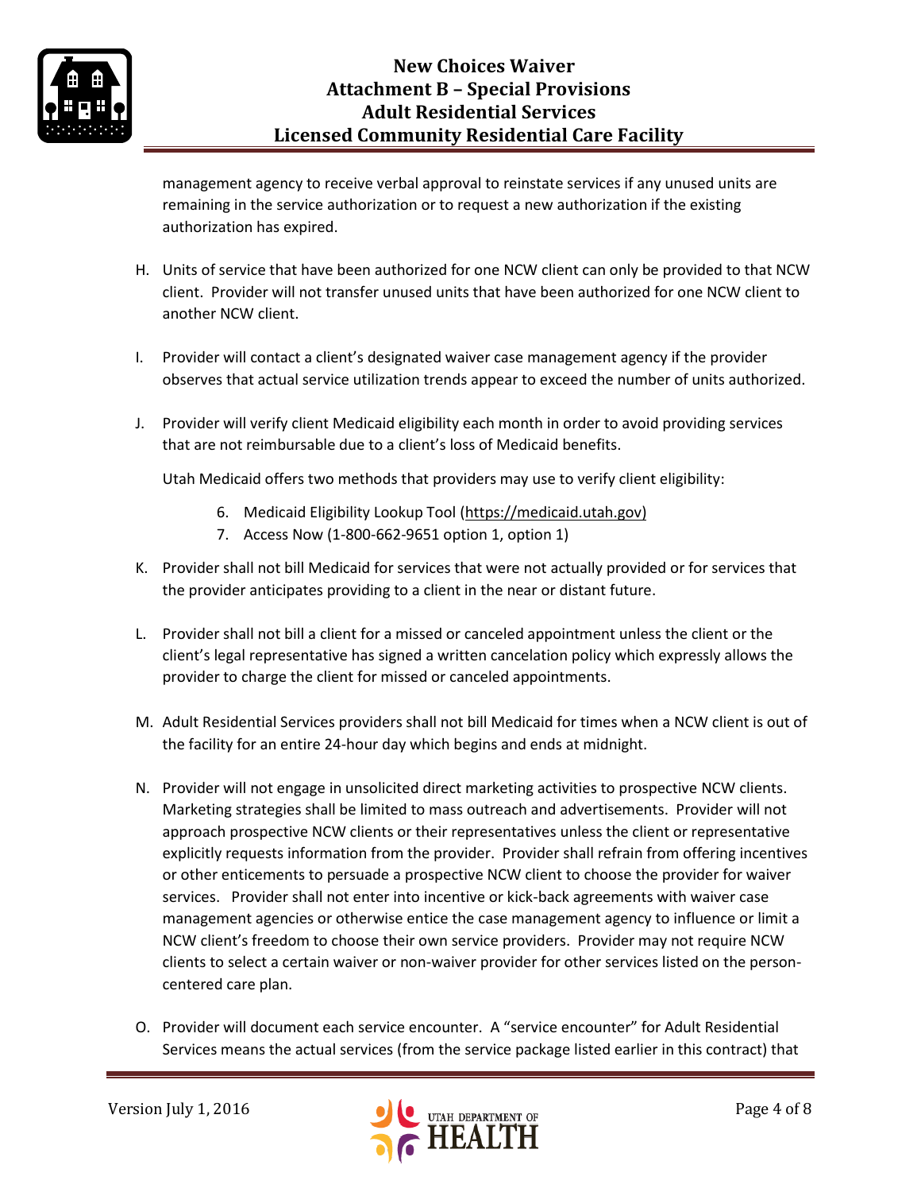management agency to receive verbal approval to reinstate services if any unused units are remaining in the service authorization or to request a new authorization if the existing authorization has expired.

H. Units of service that have been authorized for one NCW client can only be provided to that NCW client. Provider will not transfer unused units that have been authorized for one NCW client to another NCW client.

I. Provider will contact a client's designated waiver case management agency if the provider observes that actual service utilization trends appear to exceed the number of units authorized.

J. Provider will verify client Medicaid eligibility each month in order to avoid providing services that are not reimbursable due to a client's loss of Medicaid benefits.

   Utah Medicaid offers two methods that providers may use to verify client eligibility:

   6. Medicaid Eligibility Lookup Tool (https://medicaid.utah.gov)
   7. Access Now (1-800-662-9651 option 1, option 1)

K. Provider shall not bill Medicaid for services that were not actually provided or for services that the provider anticipates providing to a client in the near or distant future.

L. Provider shall not bill a client for a missed or canceled appointment unless the client or the client's legal representative has signed a written cancelation policy which expressly allows the provider to charge the client for missed or canceled appointments.

M. Adult Residential Services providers shall not bill Medicaid for times when a NCW client is out of the facility for an entire 24-hour day which begins and ends at midnight.

N. Provider will not engage in unsolicited direct marketing activities to prospective NCW clients. Marketing strategies shall be limited to mass outreach and advertisements. Provider will not approach prospective NCW clients or their representatives unless the client or representative explicitly requests information from the provider. Provider shall refrain from offering incentives or other enticements to persuade a prospective NCW client to choose the provider for waiver services. Provider shall not enter into incentive or kick-back agreements with waiver case management agencies or otherwise entice the case management agency to influence or limit a NCW client's freedom to choose their own service providers. Provider may not require NCW clients to select a certain waiver or non-waiver provider for other services listed on the person-centered care plan.

O. Provider will document each service encounter. A "service encounter" for Adult Residential Services means the actual services (from the service package listed earlier in this contract) that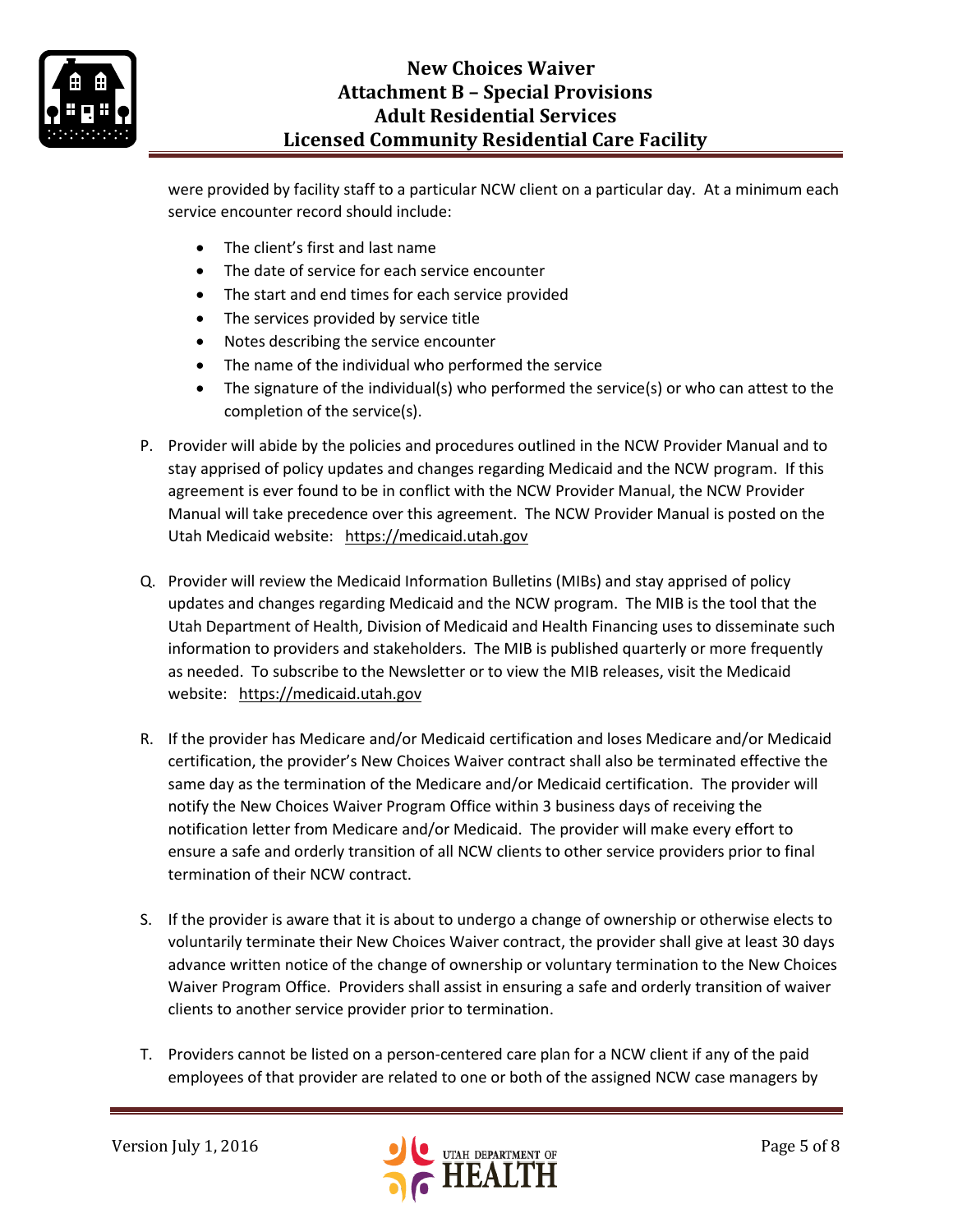were provided by facility staff to a particular NCW client on a particular day. At a minimum each service encounter record should include:

- The client's first and last name
- The date of service for each service encounter
- The start and end times for each service provided
- The services provided by service title
- Notes describing the service encounter
- The name of the individual who performed the service
- The signature of the individual(s) who performed the service(s) or who can attest to the completion of the service(s).

P. Provider will abide by the policies and procedures outlined in the NCW Provider Manual and to stay apprised of policy updates and changes regarding Medicaid and the NCW program. If this agreement is ever found to be in conflict with the NCW Provider Manual, the NCW Provider Manual will take precedence over this agreement. The NCW Provider Manual is posted on the Utah Medicaid website: https://medicaid.utah.gov

Q. Provider will review the Medicaid Information Bulletins (MIBs) and stay apprised of policy updates and changes regarding Medicaid and the NCW program. The MIB is the tool that the Utah Department of Health, Division of Medicaid and Health Financing uses to disseminate such information to providers and stakeholders. The MIB is published quarterly or more frequently as needed. To subscribe to the Newsletter or to view the MIB releases, visit the Medicaid website: https://medicaid.utah.gov

R. If the provider has Medicare and/or Medicaid certification and loses Medicare and/or Medicaid certification, the provider's New Choices Waiver contract shall also be terminated effective the same day as the termination of the Medicare and/or Medicaid certification. The provider will notify the New Choices Waiver Program Office within 3 business days of receiving the notification letter from Medicare and/or Medicaid. The provider will make every effort to ensure a safe and orderly transition of all NCW clients to other service providers prior to final termination of their NCW contract.

S. If the provider is aware that it is about to undergo a change of ownership or otherwise elects to voluntarily terminate their New Choices Waiver contract, the provider shall give at least 30 days advance written notice of the change of ownership or voluntary termination to the New Choices Waiver Program Office. Providers shall assist in ensuring a safe and orderly transition of waiver clients to another service provider prior to termination.

T. Providers cannot be listed on a person-centered care plan for a NCW client if any of the paid employees of that provider are related to one or both of the assigned NCW case managers by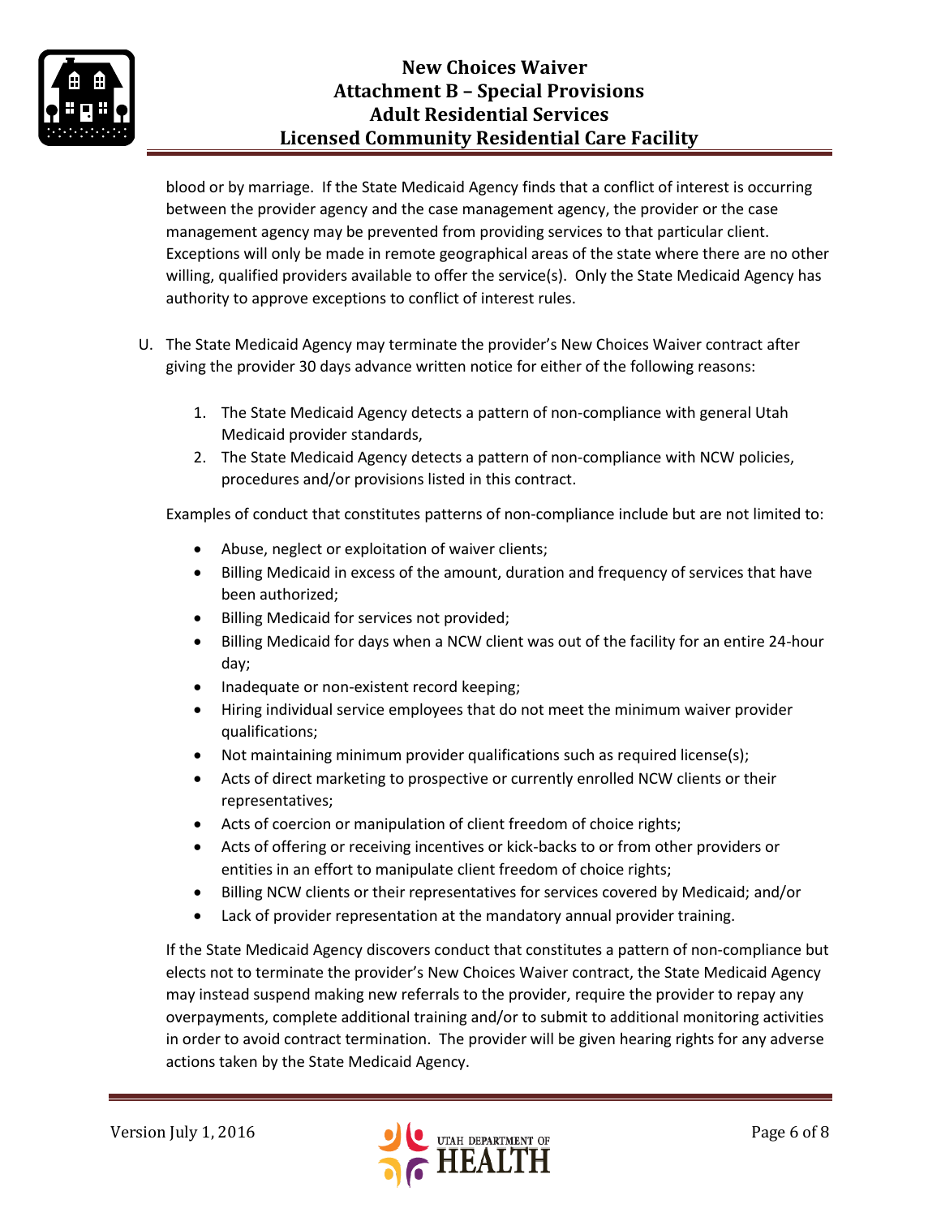blood or by marriage. If the State Medicaid Agency finds that a conflict of interest is occurring between the provider agency and the case management agency, the provider or the case management agency may be prevented from providing services to that particular client. Exceptions will only be made in remote geographical areas of the state where there are no other willing, qualified providers available to offer the service(s). Only the State Medicaid Agency has authority to approve exceptions to conflict of interest rules.

U. The State Medicaid Agency may terminate the provider's New Choices Waiver contract after giving the provider 30 days advance written notice for either of the following reasons:

   1. The State Medicaid Agency detects a pattern of non-compliance with general Utah Medicaid provider standards,
   2. The State Medicaid Agency detects a pattern of non-compliance with NCW policies, procedures and/or provisions listed in this contract.

   Examples of conduct that constitutes patterns of non-compliance include but are not limited to:

   - Abuse, neglect or exploitation of waiver clients;
   - Billing Medicaid in excess of the amount, duration and frequency of services that have been authorized;
   - Billing Medicaid for services not provided;
   - Billing Medicaid for days when a NCW client was out of the facility for an entire 24-hour day;
   - Inadequate or non-existent record keeping;
   - Hiring individual service employees that do not meet the minimum waiver provider qualifications;
   - Not maintaining minimum provider qualifications such as required license(s);
   - Acts of direct marketing to prospective or currently enrolled NCW clients or their representatives;
   - Acts of coercion or manipulation of client freedom of choice rights;
   - Acts of offering or receiving incentives or kick-backs to or from other providers or entities in an effort to manipulate client freedom of choice rights;
   - Billing NCW clients or their representatives for services covered by Medicaid; and/or
   - Lack of provider representation at the mandatory annual provider training.

   If the State Medicaid Agency discovers conduct that constitutes a pattern of non-compliance but elects not to terminate the provider's New Choices Waiver contract, the State Medicaid Agency may instead suspend making new referrals to the provider, require the provider to repay any overpayments, complete additional training and/or to submit to additional monitoring activities in order to avoid contract termination. The provider will be given hearing rights for any adverse actions taken by the State Medicaid Agency.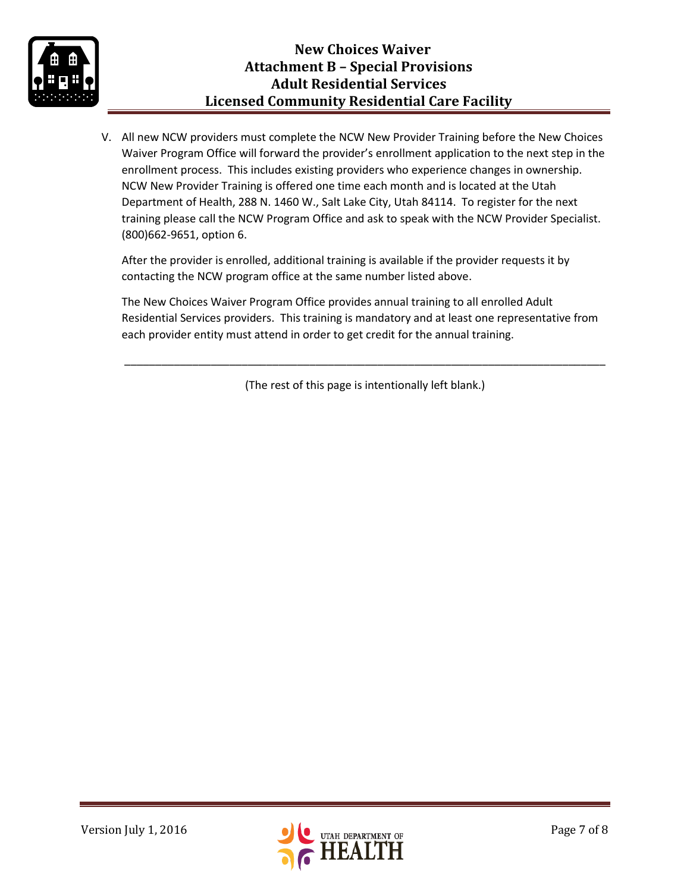V. All new NCW providers must complete the NCW New Provider Training before the New Choices Waiver Program Office will forward the provider's enrollment application to the next step in the enrollment process. This includes existing providers who experience changes in ownership. NCW New Provider Training is offered one time each month and is located at the Utah Department of Health, 288 N. 1460 W., Salt Lake City, Utah 84114. To register for the next training please call the NCW Program Office and ask to speak with the NCW Provider Specialist. (800)662-9651, option 6.

   After the provider is enrolled, additional training is available if the provider requests it by contacting the NCW program office at the same number listed above.

   The New Choices Waiver Program Office provides annual training to all enrolled Adult Residential Services providers. This training is mandatory and at least one representative from each provider entity must attend in order to get credit for the annual training.

---

(The rest of this page is intentionally left blank.)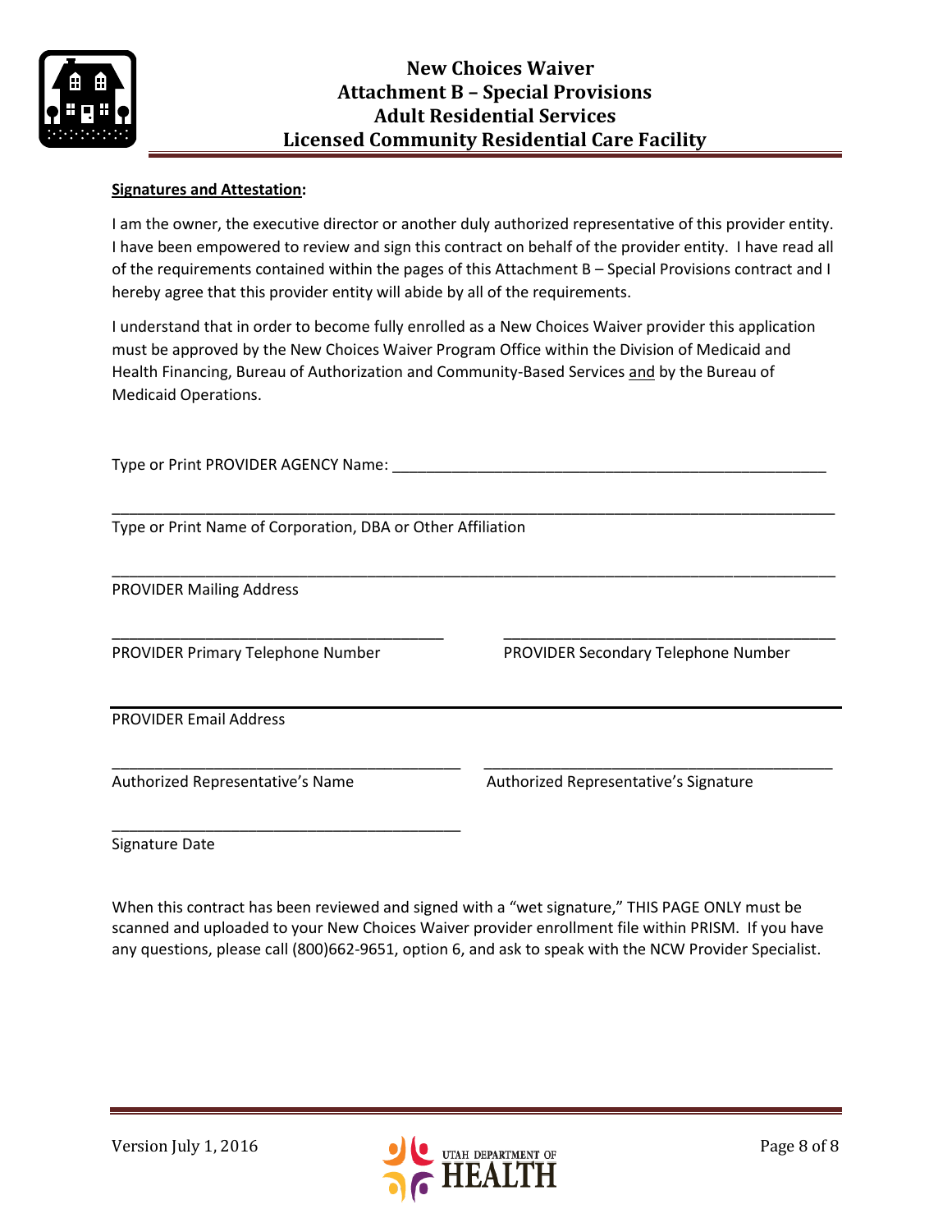# New Choices Waiver
# Attachment B – Special Provisions
# Adult Residential Services
# Licensed Community Residential Care Facility

**Signatures and Attestation:**

I am the owner, the executive director or another duly authorized representative of this provider entity. I have been empowered to review and sign this contract on behalf of the provider entity. I have read all of the requirements contained within the pages of this Attachment B – Special Provisions contract and I hereby agree that this provider entity will abide by all of the requirements.

I understand that in order to become fully enrolled as a New Choices Waiver provider this application must be approved by the New Choices Waiver Program Office within the Division of Medicaid and Health Financing, Bureau of Authorization and Community-Based Services and by the Bureau of Medicaid Operations.

Type or Print PROVIDER AGENCY Name: ______________________________________________________

__________________________________________________________________________________
Type or Print Name of Corporation, DBA or Other Affiliation

__________________________________________________________________________________
PROVIDER Mailing Address

______________________________________ ______________________________________
PROVIDER Primary Telephone Number PROVIDER Secondary Telephone Number

__________________________________________________________________________________
PROVIDER Email Address

________________________________________ ________________________________________
Authorized Representative's Name Authorized Representative's Signature

________________________________________
Signature Date

When this contract has been reviewed and signed with a "wet signature," THIS PAGE ONLY must be scanned and uploaded to your New Choices Waiver provider enrollment file within PRISM. If you have any questions, please call (800)662-9651, option 6, and ask to speak with the NCW Provider Specialist.

Version July 1, 2016